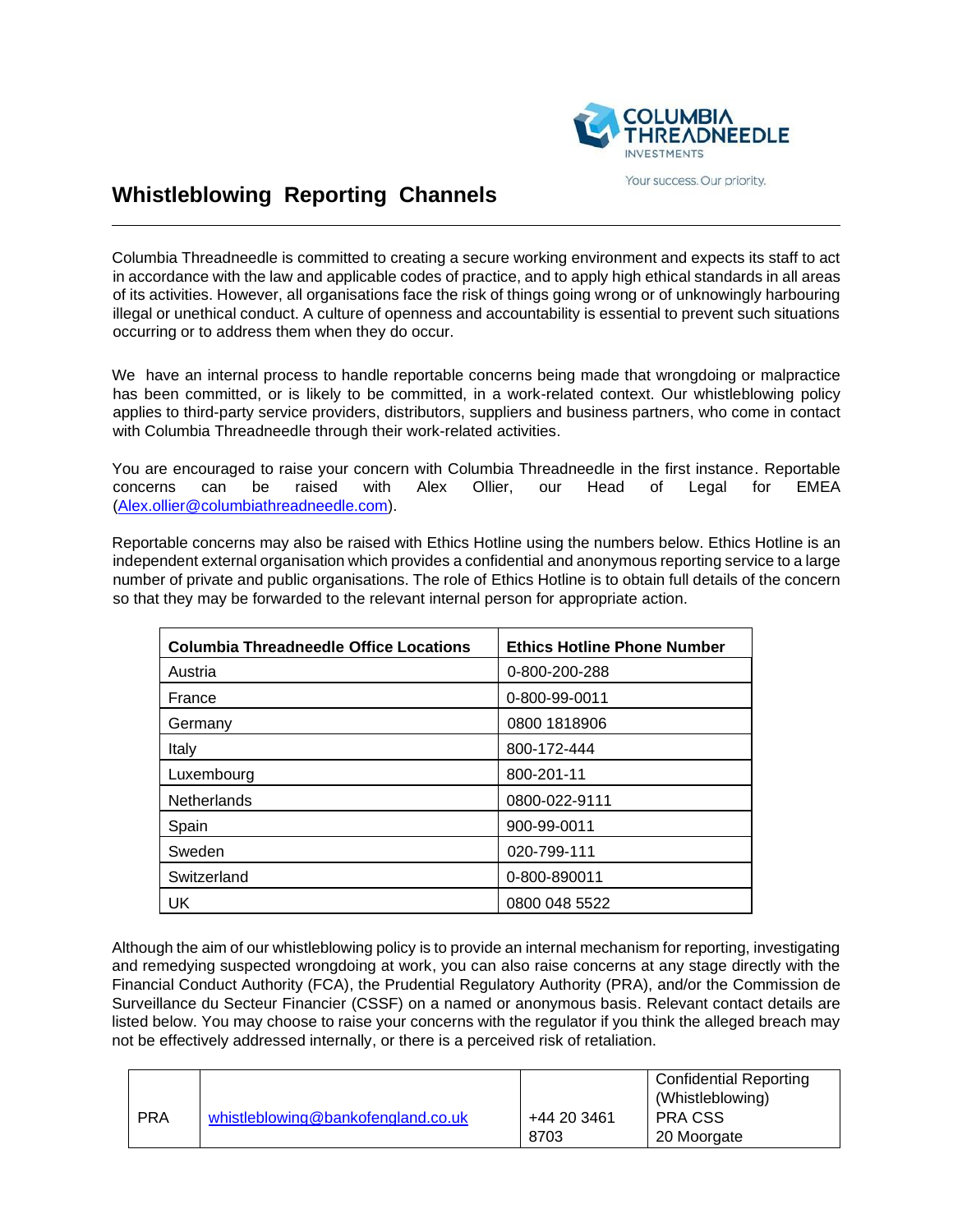# Whistleblowing Reporting Channels

COLUMBIA THREADNEEDLE INVESTMENTS

Your success. Our priority.

---

Columbia Threadneedle is committed to creating a secure working environment and expects its staff to act in accordance with the law and applicable codes of practice, and to apply high ethical standards in all areas of its activities. However, all organisations face the risk of things going wrong or of unknowingly harbouring illegal or unethical conduct. A culture of openness and accountability is essential to prevent such situations occurring or to address them when they do occur.

We have an internal process to handle reportable concerns being made that wrongdoing or malpractice has been committed, or is likely to be committed, in a work-related context. Our whistleblowing policy applies to third-party service providers, distributors, suppliers and business partners, who come in contact with Columbia Threadneedle through their work-related activities.

You are encouraged to raise your concern with Columbia Threadneedle in the first instance. Reportable concerns can be raised with Alex Ollier, our Head of Legal for EMEA (Alex.ollier@columbiathreadneedle.com).

Reportable concerns may also be raised with Ethics Hotline using the numbers below. Ethics Hotline is an independent external organisation which provides a confidential and anonymous reporting service to a large number of private and public organisations. The role of Ethics Hotline is to obtain full details of the concern so that they may be forwarded to the relevant internal person for appropriate action.

| Columbia Threadneedle Office Locations | Ethics Hotline Phone Number |
| --- | --- |
| Austria | 0-800-200-288 |
| France | 0-800-99-0011 |
| Germany | 0800 1818906 |
| Italy | 800-172-444 |
| Luxembourg | 800-201-11 |
| Netherlands | 0800-022-9111 |
| Spain | 900-99-0011 |
| Sweden | 020-799-111 |
| Switzerland | 0-800-890011 |
| UK | 0800 048 5522 |

Although the aim of our whistleblowing policy is to provide an internal mechanism for reporting, investigating and remedying suspected wrongdoing at work, you can also raise concerns at any stage directly with the Financial Conduct Authority (FCA), the Prudential Regulatory Authority (PRA), and/or the Commission de Surveillance du Secteur Financier (CSSF) on a named or anonymous basis. Relevant contact details are listed below. You may choose to raise your concerns with the regulator if you think the alleged breach may not be effectively addressed internally, or there is a perceived risk of retaliation.

| | | | |
| --- | --- | --- | --- |
| PRA | whistleblowing@bankofengland.co.uk | +44 20 3461 8703 | Confidential Reporting (Whistleblowing) PRA CSS 20 Moorgate |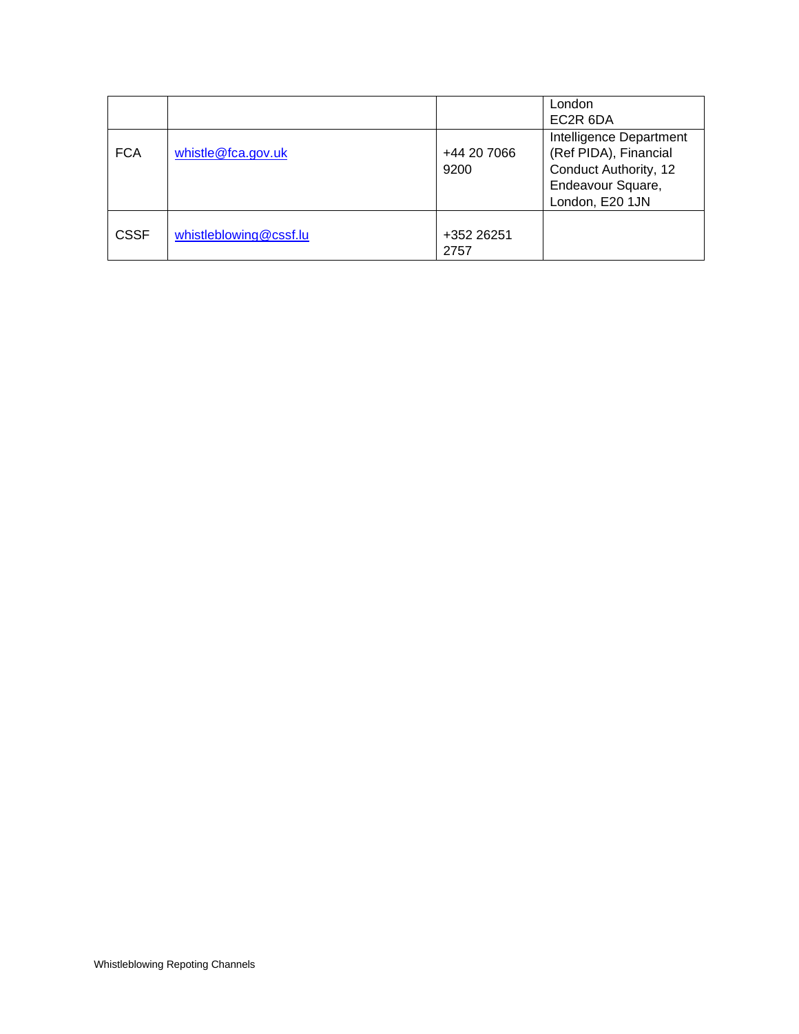| | | | |
|---|---|---|---|
| | | | London EC2R 6DA |
| FCA | whistle@fca.gov.uk | +44 20 7066 9200 | Intelligence Department (Ref PIDA), Financial Conduct Authority, 12 Endeavour Square, London, E20 1JN |
| CSSF | whistleblowing@cssf.lu | +352 26251 2757 | |